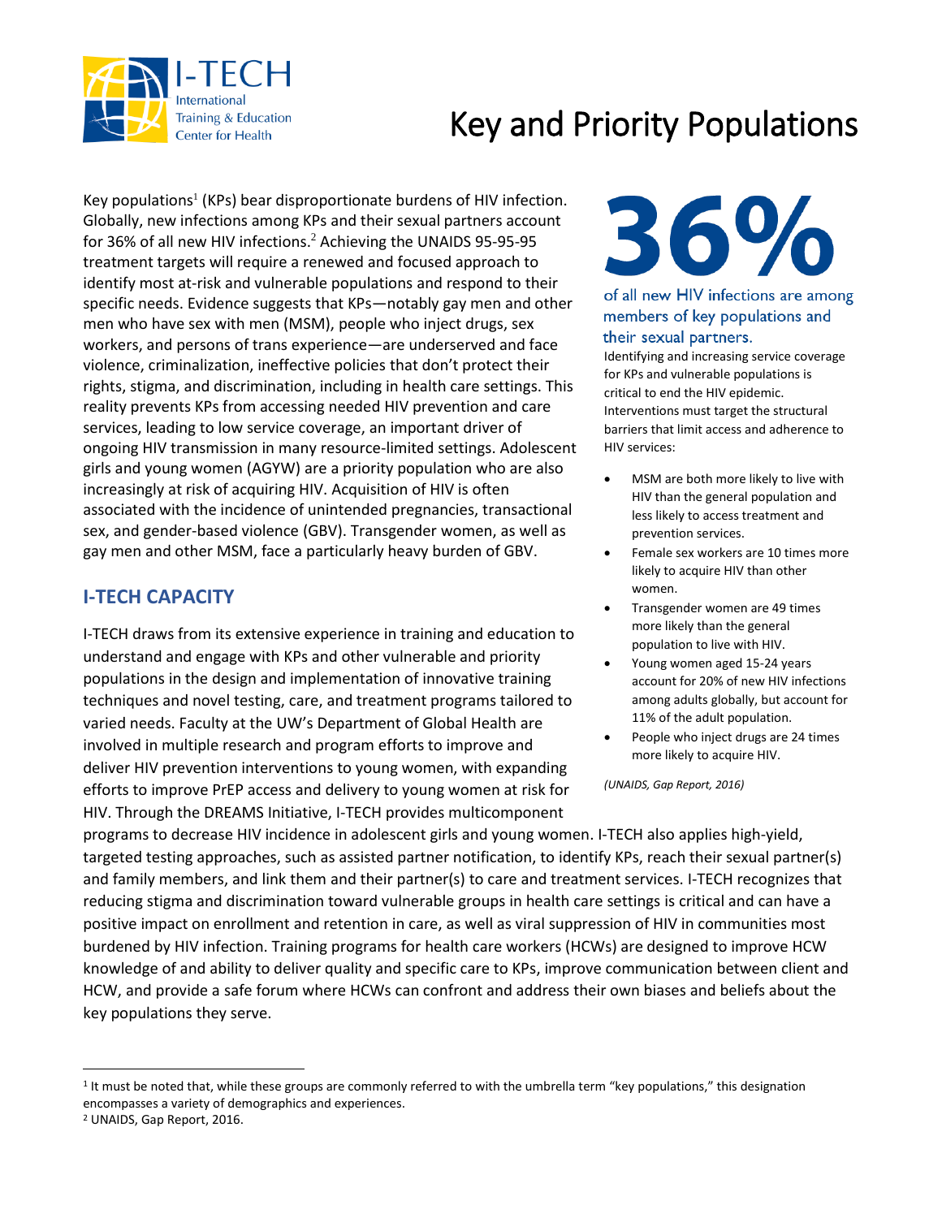# Key and Priority Populations

Key populations[1] (KPs) bear disproportionate burdens of HIV infection. Globally, new infections among KPs and their sexual partners account for 36% of all new HIV infections.[2] Achieving the UNAIDS 95-95-95 treatment targets will require a renewed and focused approach to identify most at-risk and vulnerable populations and respond to their specific needs. Evidence suggests that KPs—notably gay men and other men who have sex with men (MSM), people who inject drugs, sex workers, and persons of trans experience—are underserved and face violence, criminalization, ineffective policies that don't protect their rights, stigma, and discrimination, including in health care settings. This reality prevents KPs from accessing needed HIV prevention and care services, leading to low service coverage, an important driver of ongoing HIV transmission in many resource-limited settings. Adolescent girls and young women (AGYW) are a priority population who are also increasingly at risk of acquiring HIV. Acquisition of HIV is often associated with the incidence of unintended pregnancies, transactional sex, and gender-based violence (GBV). Transgender women, as well as gay men and other MSM, face a particularly heavy burden of GBV.

**36%**

of all new HIV infections are among members of key populations and their sexual partners.

Identifying and increasing service coverage for KPs and vulnerable populations is critical to end the HIV epidemic. Interventions must target the structural barriers that limit access and adherence to HIV services:

- MSM are both more likely to live with HIV than the general population and less likely to access treatment and prevention services.
- Female sex workers are 10 times more likely to acquire HIV than other women.
- Transgender women are 49 times more likely than the general population to live with HIV.
- Young women aged 15-24 years account for 20% of new HIV infections among adults globally, but account for 11% of the adult population.
- People who inject drugs are 24 times more likely to acquire HIV.

*(UNAIDS, Gap Report, 2016)*

## I-TECH CAPACITY

I-TECH draws from its extensive experience in training and education to understand and engage with KPs and other vulnerable and priority populations in the design and implementation of innovative training techniques and novel testing, care, and treatment programs tailored to varied needs. Faculty at the UW's Department of Global Health are involved in multiple research and program efforts to improve and deliver HIV prevention interventions to young women, with expanding efforts to improve PrEP access and delivery to young women at risk for HIV. Through the DREAMS Initiative, I-TECH provides multicomponent programs to decrease HIV incidence in adolescent girls and young women. I-TECH also applies high-yield, targeted testing approaches, such as assisted partner notification, to identify KPs, reach their sexual partner(s) and family members, and link them and their partner(s) to care and treatment services. I-TECH recognizes that reducing stigma and discrimination toward vulnerable groups in health care settings is critical and can have a positive impact on enrollment and retention in care, as well as viral suppression of HIV in communities most burdened by HIV infection. Training programs for health care workers (HCWs) are designed to improve HCW knowledge of and ability to deliver quality and specific care to KPs, improve communication between client and HCW, and provide a safe forum where HCWs can confront and address their own biases and beliefs about the key populations they serve.

---

[1] It must be noted that, while these groups are commonly referred to with the umbrella term "key populations," this designation encompasses a variety of demographics and experiences.

[2] UNAIDS, Gap Report, 2016.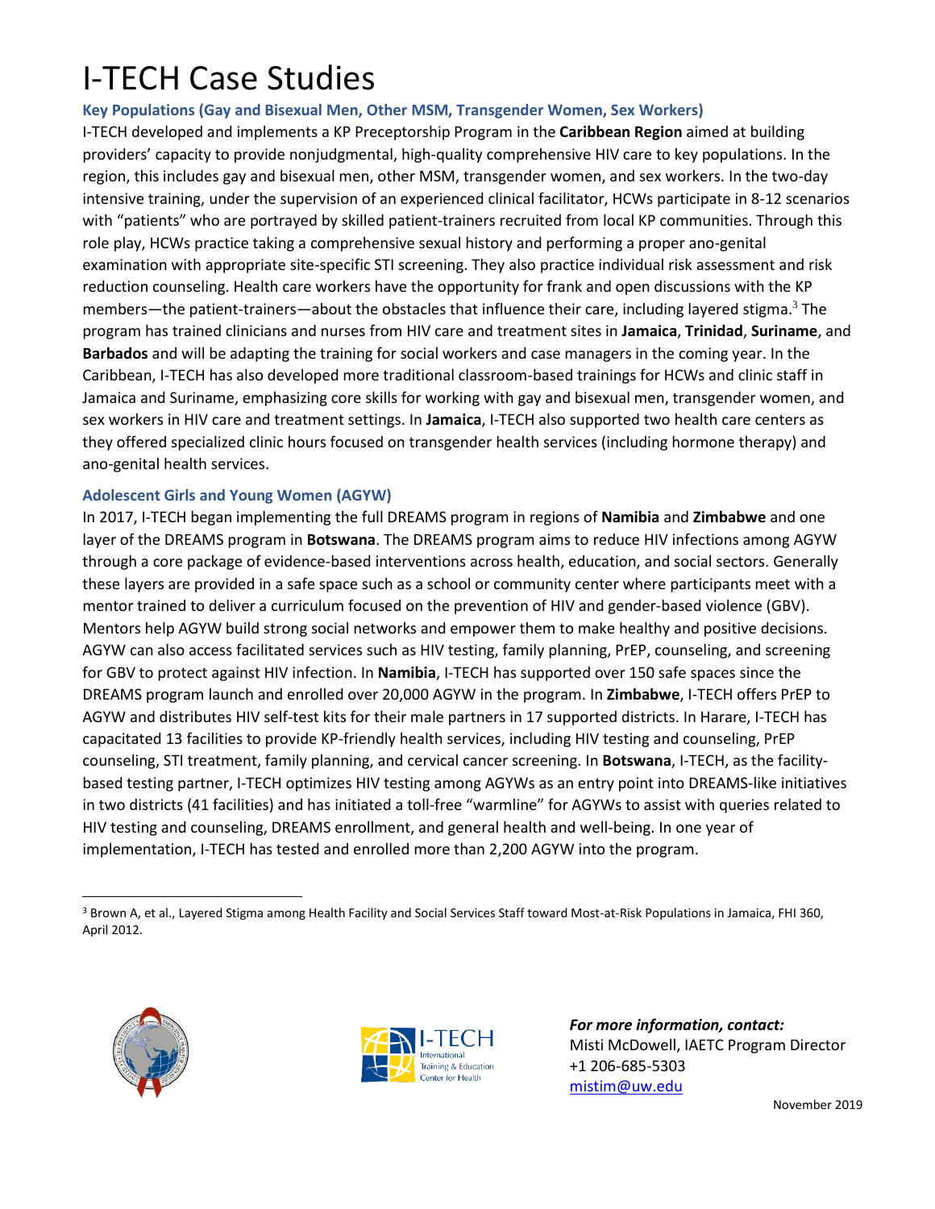# I-TECH Case Studies

### Key Populations (Gay and Bisexual Men, Other MSM, Transgender Women, Sex Workers)

I-TECH developed and implements a KP Preceptorship Program in the **Caribbean Region** aimed at building providers' capacity to provide nonjudgmental, high-quality comprehensive HIV care to key populations. In the region, this includes gay and bisexual men, other MSM, transgender women, and sex workers. In the two-day intensive training, under the supervision of an experienced clinical facilitator, HCWs participate in 8-12 scenarios with "patients" who are portrayed by skilled patient-trainers recruited from local KP communities. Through this role play, HCWs practice taking a comprehensive sexual history and performing a proper ano-genital examination with appropriate site-specific STI screening. They also practice individual risk assessment and risk reduction counseling. Health care workers have the opportunity for frank and open discussions with the KP members—the patient-trainers—about the obstacles that influence their care, including layered stigma.[3] The program has trained clinicians and nurses from HIV care and treatment sites in **Jamaica**, **Trinidad**, **Suriname**, and **Barbados** and will be adapting the training for social workers and case managers in the coming year. In the Caribbean, I-TECH has also developed more traditional classroom-based trainings for HCWs and clinic staff in Jamaica and Suriname, emphasizing core skills for working with gay and bisexual men, transgender women, and sex workers in HIV care and treatment settings. In **Jamaica**, I-TECH also supported two health care centers as they offered specialized clinic hours focused on transgender health services (including hormone therapy) and ano-genital health services.

### Adolescent Girls and Young Women (AGYW)

In 2017, I-TECH began implementing the full DREAMS program in regions of **Namibia** and **Zimbabwe** and one layer of the DREAMS program in **Botswana**. The DREAMS program aims to reduce HIV infections among AGYW through a core package of evidence-based interventions across health, education, and social sectors. Generally these layers are provided in a safe space such as a school or community center where participants meet with a mentor trained to deliver a curriculum focused on the prevention of HIV and gender-based violence (GBV). Mentors help AGYW build strong social networks and empower them to make healthy and positive decisions. AGYW can also access facilitated services such as HIV testing, family planning, PrEP, counseling, and screening for GBV to protect against HIV infection. In **Namibia**, I-TECH has supported over 150 safe spaces since the DREAMS program launch and enrolled over 20,000 AGYW in the program. In **Zimbabwe**, I-TECH offers PrEP to AGYW and distributes HIV self-test kits for their male partners in 17 supported districts. In Harare, I-TECH has capacitated 13 facilities to provide KP-friendly health services, including HIV testing and counseling, PrEP counseling, STI treatment, family planning, and cervical cancer screening. In **Botswana**, I-TECH, as the facility-based testing partner, I-TECH optimizes HIV testing among AGYWs as an entry point into DREAMS-like initiatives in two districts (41 facilities) and has initiated a toll-free "warmline" for AGYWs to assist with queries related to HIV testing and counseling, DREAMS enrollment, and general health and well-being. In one year of implementation, I-TECH has tested and enrolled more than 2,200 AGYW into the program.

---

[3] Brown A, et al., Layered Stigma among Health Facility and Social Services Staff toward Most-at-Risk Populations in Jamaica, FHI 360, April 2012.

I-TECH International Training & Education Center for Health

*For more information, contact:*
Misti McDowell, IAETC Program Director
+1 206-685-5303
mistim@uw.edu

November 2019